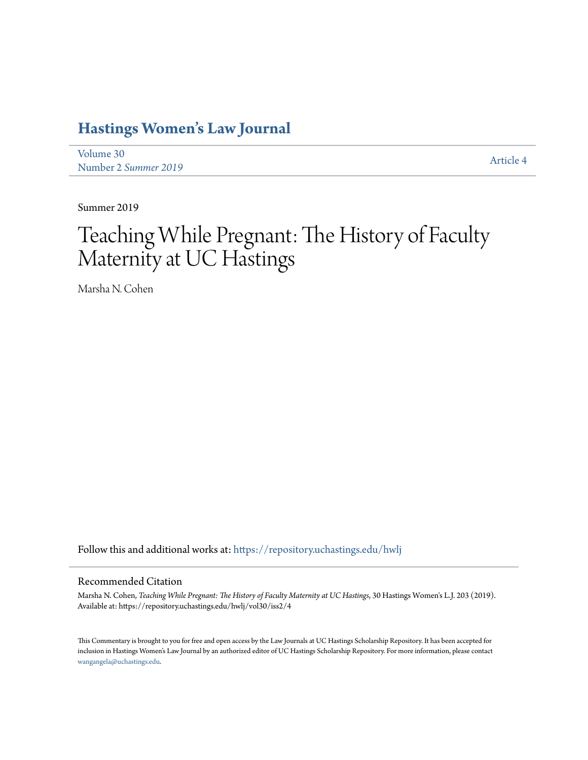# Hastings Women's Law Journal

Volume 30
Number 2 *Summer 2019*

Article 4

Summer 2019

# Teaching While Pregnant: The History of Faculty Maternity at UC Hastings

Marsha N. Cohen

Follow this and additional works at: https://repository.uchastings.edu/hwlj

## Recommended Citation

Marsha N. Cohen, *Teaching While Pregnant: The History of Faculty Maternity at UC Hastings*, 30 Hastings Women's L.J. 203 (2019).
Available at: https://repository.uchastings.edu/hwlj/vol30/iss2/4

This Commentary is brought to you for free and open access by the Law Journals at UC Hastings Scholarship Repository. It has been accepted for inclusion in Hastings Women's Law Journal by an authorized editor of UC Hastings Scholarship Repository. For more information, please contact wangangela@uchastings.edu.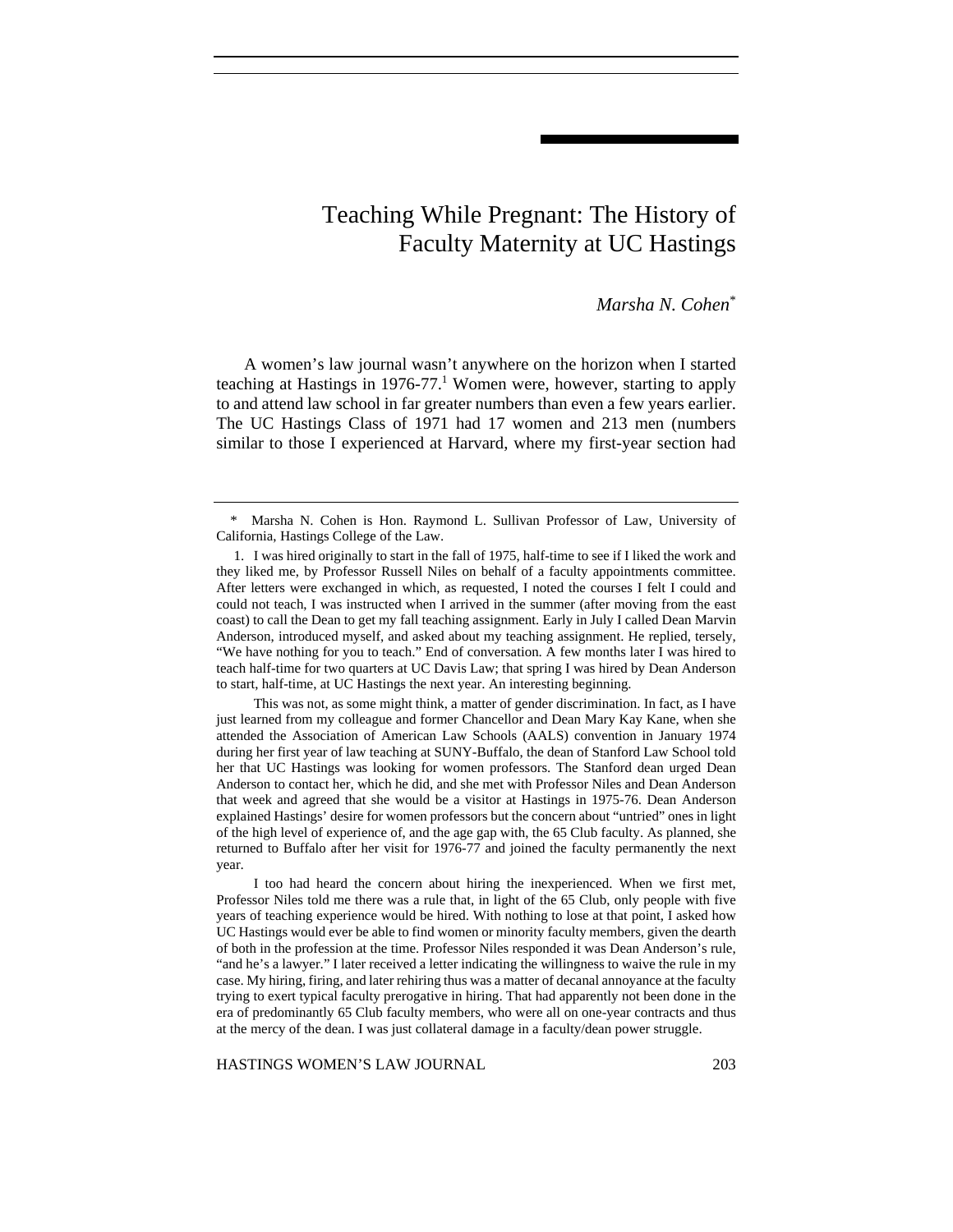# Teaching While Pregnant: The History of Faculty Maternity at UC Hastings

*Marsha N. Cohen*[*]

A women's law journal wasn't anywhere on the horizon when I started teaching at Hastings in 1976-77.[1] Women were, however, starting to apply to and attend law school in far greater numbers than even a few years earlier. The UC Hastings Class of 1971 had 17 women and 213 men (numbers similar to those I experienced at Harvard, where my first-year section had

---

\* Marsha N. Cohen is Hon. Raymond L. Sullivan Professor of Law, University of California, Hastings College of the Law.

1. I was hired originally to start in the fall of 1975, half-time to see if I liked the work and they liked me, by Professor Russell Niles on behalf of a faculty appointments committee. After letters were exchanged in which, as requested, I noted the courses I felt I could and could not teach, I was instructed when I arrived in the summer (after moving from the east coast) to call the Dean to get my fall teaching assignment. Early in July I called Dean Marvin Anderson, introduced myself, and asked about my teaching assignment. He replied, tersely, "We have nothing for you to teach." End of conversation. A few months later I was hired to teach half-time for two quarters at UC Davis Law; that spring I was hired by Dean Anderson to start, half-time, at UC Hastings the next year. An interesting beginning.

This was not, as some might think, a matter of gender discrimination. In fact, as I have just learned from my colleague and former Chancellor and Dean Mary Kay Kane, when she attended the Association of American Law Schools (AALS) convention in January 1974 during her first year of law teaching at SUNY-Buffalo, the dean of Stanford Law School told her that UC Hastings was looking for women professors. The Stanford dean urged Dean Anderson to contact her, which he did, and she met with Professor Niles and Dean Anderson that week and agreed that she would be a visitor at Hastings in 1975-76. Dean Anderson explained Hastings' desire for women professors but the concern about "untried" ones in light of the high level of experience of, and the age gap with, the 65 Club faculty. As planned, she returned to Buffalo after her visit for 1976-77 and joined the faculty permanently the next year.

I too had heard the concern about hiring the inexperienced. When we first met, Professor Niles told me there was a rule that, in light of the 65 Club, only people with five years of teaching experience would be hired. With nothing to lose at that point, I asked how UC Hastings would ever be able to find women or minority faculty members, given the dearth of both in the profession at the time. Professor Niles responded it was Dean Anderson's rule, "and he's a lawyer." I later received a letter indicating the willingness to waive the rule in my case. My hiring, firing, and later rehiring thus was a matter of decanal annoyance at the faculty trying to exert typical faculty prerogative in hiring. That had apparently not been done in the era of predominantly 65 Club faculty members, who were all on one-year contracts and thus at the mercy of the dean. I was just collateral damage in a faculty/dean power struggle.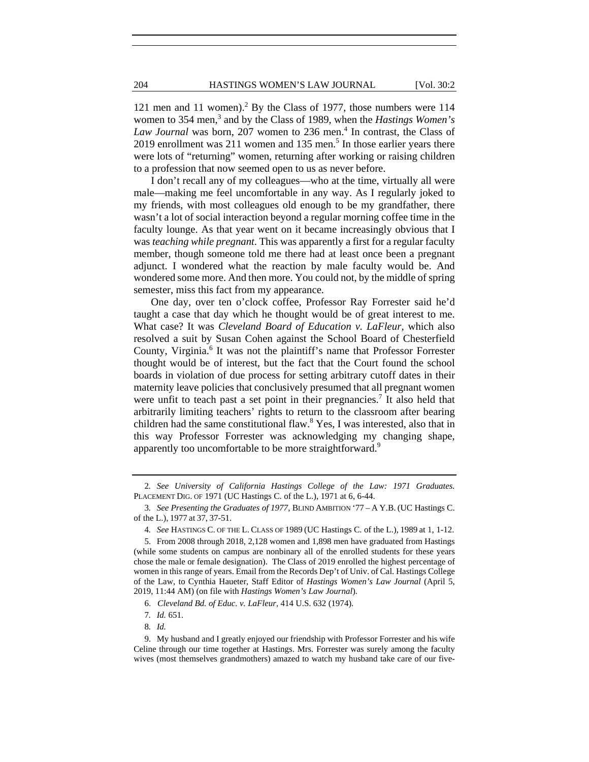121 men and 11 women).[2] By the Class of 1977, those numbers were 114 women to 354 men,[3] and by the Class of 1989, when the *Hastings Women's Law Journal* was born, 207 women to 236 men.[4] In contrast, the Class of 2019 enrollment was 211 women and 135 men.[5] In those earlier years there were lots of "returning" women, returning after working or raising children to a profession that now seemed open to us as never before.

I don't recall any of my colleagues—who at the time, virtually all were male—making me feel uncomfortable in any way. As I regularly joked to my friends, with most colleagues old enough to be my grandfather, there wasn't a lot of social interaction beyond a regular morning coffee time in the faculty lounge. As that year went on it became increasingly obvious that I was *teaching while pregnant*. This was apparently a first for a regular faculty member, though someone told me there had at least once been a pregnant adjunct. I wondered what the reaction by male faculty would be. And wondered some more. And then more. You could not, by the middle of spring semester, miss this fact from my appearance.

One day, over ten o'clock coffee, Professor Ray Forrester said he'd taught a case that day which he thought would be of great interest to me. What case? It was *Cleveland Board of Education v. LaFleur*, which also resolved a suit by Susan Cohen against the School Board of Chesterfield County, Virginia.[6] It was not the plaintiff's name that Professor Forrester thought would be of interest, but the fact that the Court found the school boards in violation of due process for setting arbitrary cutoff dates in their maternity leave policies that conclusively presumed that all pregnant women were unfit to teach past a set point in their pregnancies.[7] It also held that arbitrarily limiting teachers' rights to return to the classroom after bearing children had the same constitutional flaw.[8] Yes, I was interested, also that in this way Professor Forrester was acknowledging my changing shape, apparently too uncomfortable to be more straightforward.[9]

---

2. *See University of California Hastings College of the Law: 1971 Graduates.* PLACEMENT DIG. OF 1971 (UC Hastings C. of the L.), 1971 at 6, 6-44.

3. *See Presenting the Graduates of 1977*, BLIND AMBITION '77 – A Y.B. (UC Hastings C. of the L.), 1977 at 37, 37-51.

4. *See* HASTINGS C. OF THE L. CLASS OF 1989 (UC Hastings C. of the L.), 1989 at 1, 1-12.

5. From 2008 through 2018, 2,128 women and 1,898 men have graduated from Hastings (while some students on campus are nonbinary all of the enrolled students for these years chose the male or female designation). The Class of 2019 enrolled the highest percentage of women in this range of years. Email from the Records Dep't of Univ. of Cal. Hastings College of the Law, to Cynthia Haueter, Staff Editor of *Hastings Women's Law Journal* (April 5, 2019, 11:44 AM) (on file with *Hastings Women's Law Journal*).

6. *Cleveland Bd. of Educ. v. LaFleur*, 414 U.S. 632 (1974).

7. *Id.* 651.

8. *Id.*

9. My husband and I greatly enjoyed our friendship with Professor Forrester and his wife Celine through our time together at Hastings. Mrs. Forrester was surely among the faculty wives (most themselves grandmothers) amazed to watch my husband take care of our five-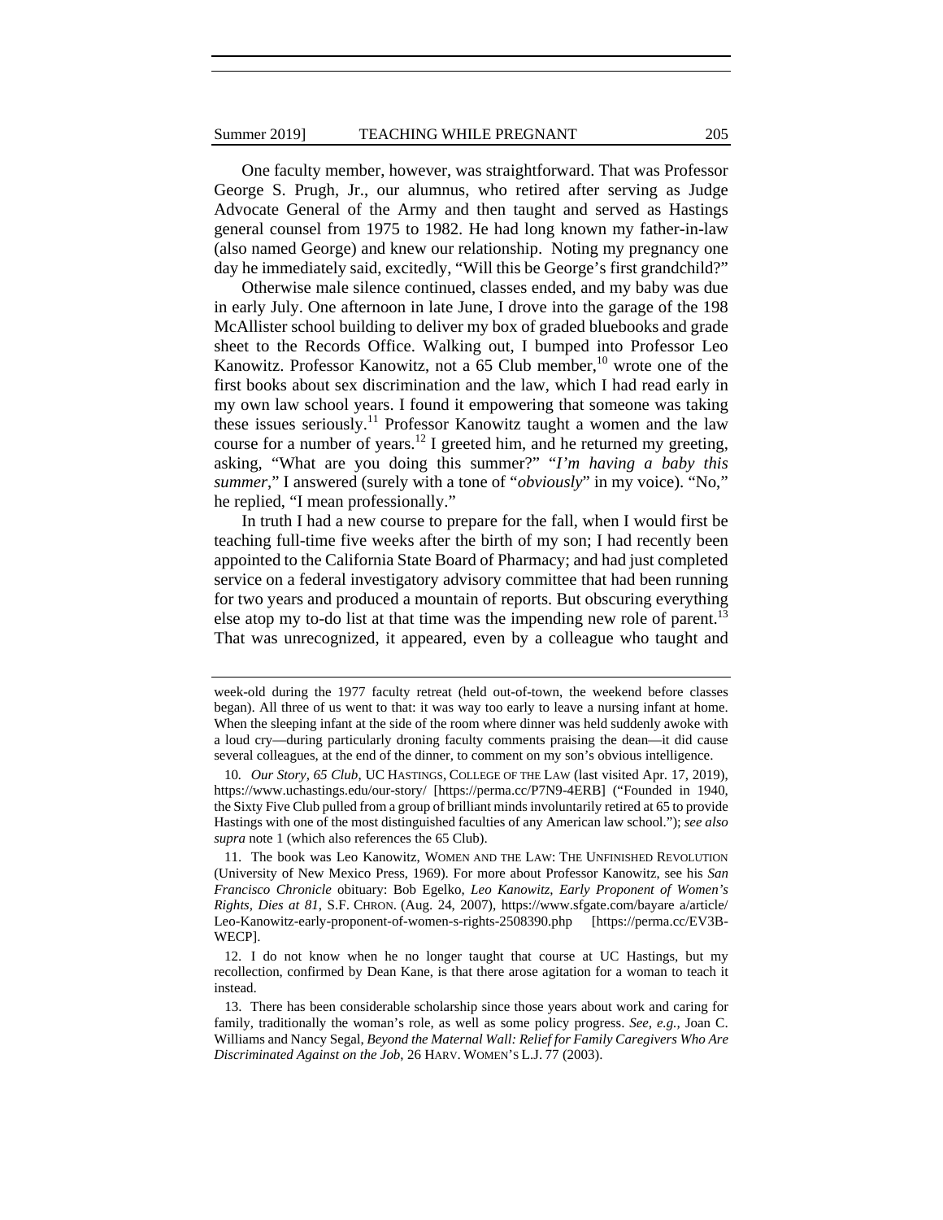One faculty member, however, was straightforward. That was Professor George S. Prugh, Jr., our alumnus, who retired after serving as Judge Advocate General of the Army and then taught and served as Hastings general counsel from 1975 to 1982. He had long known my father-in-law (also named George) and knew our relationship. Noting my pregnancy one day he immediately said, excitedly, "Will this be George's first grandchild?"

Otherwise male silence continued, classes ended, and my baby was due in early July. One afternoon in late June, I drove into the garage of the 198 McAllister school building to deliver my box of graded bluebooks and grade sheet to the Records Office. Walking out, I bumped into Professor Leo Kanowitz. Professor Kanowitz, not a 65 Club member,[10] wrote one of the first books about sex discrimination and the law, which I had read early in my own law school years. I found it empowering that someone was taking these issues seriously.[11] Professor Kanowitz taught a women and the law course for a number of years.[12] I greeted him, and he returned my greeting, asking, "What are you doing this summer?" "*I'm having a baby this summer*," I answered (surely with a tone of "*obviously*" in my voice). "No," he replied, "I mean professionally."

In truth I had a new course to prepare for the fall, when I would first be teaching full-time five weeks after the birth of my son; I had recently been appointed to the California State Board of Pharmacy; and had just completed service on a federal investigatory advisory committee that had been running for two years and produced a mountain of reports. But obscuring everything else atop my to-do list at that time was the impending new role of parent.[13] That was unrecognized, it appeared, even by a colleague who taught and

---

week-old during the 1977 faculty retreat (held out-of-town, the weekend before classes began). All three of us went to that: it was way too early to leave a nursing infant at home. When the sleeping infant at the side of the room where dinner was held suddenly awoke with a loud cry—during particularly droning faculty comments praising the dean—it did cause several colleagues, at the end of the dinner, to comment on my son's obvious intelligence.

10. *Our Story, 65 Club*, UC HASTINGS, COLLEGE OF THE LAW (last visited Apr. 17, 2019), https://www.uchastings.edu/our-story/ [https://perma.cc/P7N9-4ERB] ("Founded in 1940, the Sixty Five Club pulled from a group of brilliant minds involuntarily retired at 65 to provide Hastings with one of the most distinguished faculties of any American law school."); *see also supra* note 1 (which also references the 65 Club).

11. The book was Leo Kanowitz, WOMEN AND THE LAW: THE UNFINISHED REVOLUTION (University of New Mexico Press, 1969). For more about Professor Kanowitz, see his *San Francisco Chronicle* obituary: Bob Egelko, *Leo Kanowitz, Early Proponent of Women's Rights, Dies at 81*, S.F. CHRON. (Aug. 24, 2007), https://www.sfgate.com/bayare a/article/Leo-Kanowitz-early-proponent-of-women-s-rights-2508390.php [https://perma.cc/EV3B-WECP].

12. I do not know when he no longer taught that course at UC Hastings, but my recollection, confirmed by Dean Kane, is that there arose agitation for a woman to teach it instead.

13. There has been considerable scholarship since those years about work and caring for family, traditionally the woman's role, as well as some policy progress. *See, e.g.*, Joan C. Williams and Nancy Segal, *Beyond the Maternal Wall: Relief for Family Caregivers Who Are Discriminated Against on the Job*, 26 HARV. WOMEN'S L.J. 77 (2003).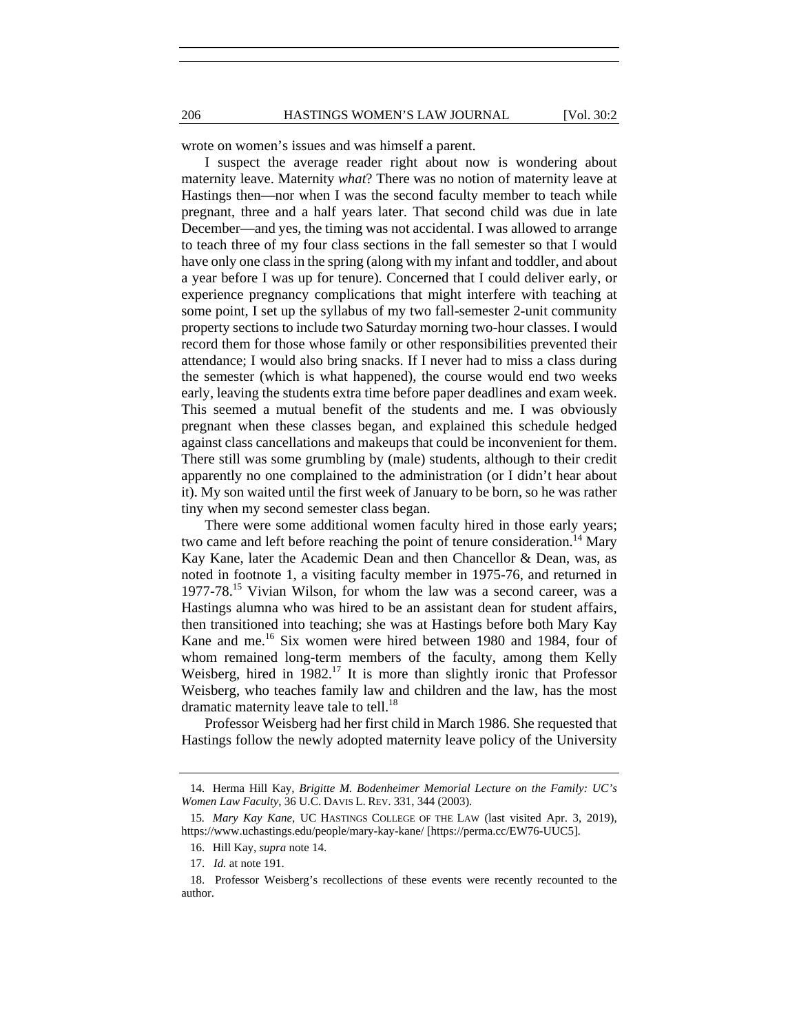wrote on women's issues and was himself a parent.

I suspect the average reader right about now is wondering about maternity leave. Maternity *what*? There was no notion of maternity leave at Hastings then—nor when I was the second faculty member to teach while pregnant, three and a half years later. That second child was due in late December—and yes, the timing was not accidental. I was allowed to arrange to teach three of my four class sections in the fall semester so that I would have only one class in the spring (along with my infant and toddler, and about a year before I was up for tenure). Concerned that I could deliver early, or experience pregnancy complications that might interfere with teaching at some point, I set up the syllabus of my two fall-semester 2-unit community property sections to include two Saturday morning two-hour classes. I would record them for those whose family or other responsibilities prevented their attendance; I would also bring snacks. If I never had to miss a class during the semester (which is what happened), the course would end two weeks early, leaving the students extra time before paper deadlines and exam week. This seemed a mutual benefit of the students and me. I was obviously pregnant when these classes began, and explained this schedule hedged against class cancellations and makeups that could be inconvenient for them. There still was some grumbling by (male) students, although to their credit apparently no one complained to the administration (or I didn't hear about it). My son waited until the first week of January to be born, so he was rather tiny when my second semester class began.

There were some additional women faculty hired in those early years; two came and left before reaching the point of tenure consideration.[14] Mary Kay Kane, later the Academic Dean and then Chancellor & Dean, was, as noted in footnote 1, a visiting faculty member in 1975-76, and returned in 1977-78.[15] Vivian Wilson, for whom the law was a second career, was a Hastings alumna who was hired to be an assistant dean for student affairs, then transitioned into teaching; she was at Hastings before both Mary Kay Kane and me.[16] Six women were hired between 1980 and 1984, four of whom remained long-term members of the faculty, among them Kelly Weisberg, hired in 1982.[17] It is more than slightly ironic that Professor Weisberg, who teaches family law and children and the law, has the most dramatic maternity leave tale to tell.[18]

Professor Weisberg had her first child in March 1986. She requested that Hastings follow the newly adopted maternity leave policy of the University

---

14. Herma Hill Kay, *Brigitte M. Bodenheimer Memorial Lecture on the Family: UC's Women Law Faculty*, 36 U.C. DAVIS L. REV. 331, 344 (2003).

15. *Mary Kay Kane*, UC HASTINGS COLLEGE OF THE LAW (last visited Apr. 3, 2019), https://www.uchastings.edu/people/mary-kay-kane/ [https://perma.cc/EW76-UUC5].

16. Hill Kay, *supra* note 14.

17. *Id.* at note 191.

18. Professor Weisberg's recollections of these events were recently recounted to the author.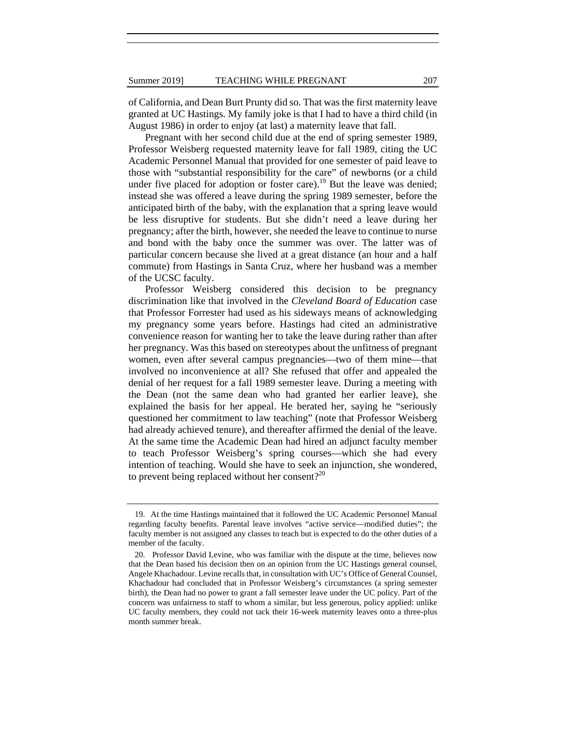of California, and Dean Burt Prunty did so. That was the first maternity leave granted at UC Hastings. My family joke is that I had to have a third child (in August 1986) in order to enjoy (at last) a maternity leave that fall.

Pregnant with her second child due at the end of spring semester 1989, Professor Weisberg requested maternity leave for fall 1989, citing the UC Academic Personnel Manual that provided for one semester of paid leave to those with "substantial responsibility for the care" of newborns (or a child under five placed for adoption or foster care).[19] But the leave was denied; instead she was offered a leave during the spring 1989 semester, before the anticipated birth of the baby, with the explanation that a spring leave would be less disruptive for students. But she didn't need a leave during her pregnancy; after the birth, however, she needed the leave to continue to nurse and bond with the baby once the summer was over. The latter was of particular concern because she lived at a great distance (an hour and a half commute) from Hastings in Santa Cruz, where her husband was a member of the UCSC faculty.

Professor Weisberg considered this decision to be pregnancy discrimination like that involved in the *Cleveland Board of Education* case that Professor Forrester had used as his sideways means of acknowledging my pregnancy some years before. Hastings had cited an administrative convenience reason for wanting her to take the leave during rather than after her pregnancy. Was this based on stereotypes about the unfitness of pregnant women, even after several campus pregnancies—two of them mine—that involved no inconvenience at all? She refused that offer and appealed the denial of her request for a fall 1989 semester leave. During a meeting with the Dean (not the same dean who had granted her earlier leave), she explained the basis for her appeal. He berated her, saying he "seriously questioned her commitment to law teaching" (note that Professor Weisberg had already achieved tenure), and thereafter affirmed the denial of the leave. At the same time the Academic Dean had hired an adjunct faculty member to teach Professor Weisberg's spring courses—which she had every intention of teaching. Would she have to seek an injunction, she wondered, to prevent being replaced without her consent?[20]

---

19. At the time Hastings maintained that it followed the UC Academic Personnel Manual regarding faculty benefits. Parental leave involves "active service—modified duties"; the faculty member is not assigned any classes to teach but is expected to do the other duties of a member of the faculty.

20. Professor David Levine, who was familiar with the dispute at the time, believes now that the Dean based his decision then on an opinion from the UC Hastings general counsel, Angele Khachadour. Levine recalls that, in consultation with UC's Office of General Counsel, Khachadour had concluded that in Professor Weisberg's circumstances (a spring semester birth), the Dean had no power to grant a fall semester leave under the UC policy. Part of the concern was unfairness to staff to whom a similar, but less generous, policy applied: unlike UC faculty members, they could not tack their 16-week maternity leaves onto a three-plus month summer break.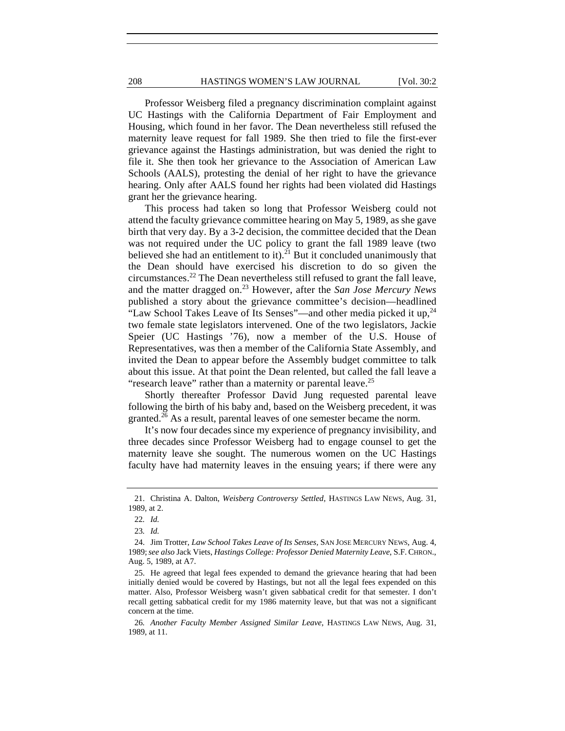Professor Weisberg filed a pregnancy discrimination complaint against UC Hastings with the California Department of Fair Employment and Housing, which found in her favor. The Dean nevertheless still refused the maternity leave request for fall 1989. She then tried to file the first-ever grievance against the Hastings administration, but was denied the right to file it. She then took her grievance to the Association of American Law Schools (AALS), protesting the denial of her right to have the grievance hearing. Only after AALS found her rights had been violated did Hastings grant her the grievance hearing.

This process had taken so long that Professor Weisberg could not attend the faculty grievance committee hearing on May 5, 1989, as she gave birth that very day. By a 3-2 decision, the committee decided that the Dean was not required under the UC policy to grant the fall 1989 leave (two believed she had an entitlement to it).[21] But it concluded unanimously that the Dean should have exercised his discretion to do so given the circumstances.[22] The Dean nevertheless still refused to grant the fall leave, and the matter dragged on.[23] However, after the *San Jose Mercury News* published a story about the grievance committee's decision—headlined "Law School Takes Leave of Its Senses"—and other media picked it up,[24] two female state legislators intervened. One of the two legislators, Jackie Speier (UC Hastings '76), now a member of the U.S. House of Representatives, was then a member of the California State Assembly, and invited the Dean to appear before the Assembly budget committee to talk about this issue. At that point the Dean relented, but called the fall leave a "research leave" rather than a maternity or parental leave.[25]

Shortly thereafter Professor David Jung requested parental leave following the birth of his baby and, based on the Weisberg precedent, it was granted.[26] As a result, parental leaves of one semester became the norm.

It's now four decades since my experience of pregnancy invisibility, and three decades since Professor Weisberg had to engage counsel to get the maternity leave she sought. The numerous women on the UC Hastings faculty have had maternity leaves in the ensuing years; if there were any

---

21. Christina A. Dalton, *Weisberg Controversy Settled*, HASTINGS LAW NEWS, Aug. 31, 1989, at 2.

22. *Id.*

23. *Id.*

24. Jim Trotter, *Law School Takes Leave of Its Senses*, SAN JOSE MERCURY NEWS, Aug. 4, 1989; *see also* Jack Viets, *Hastings College: Professor Denied Maternity Leave*, S.F. CHRON., Aug. 5, 1989, at A7.

25. He agreed that legal fees expended to demand the grievance hearing that had been initially denied would be covered by Hastings, but not all the legal fees expended on this matter. Also, Professor Weisberg wasn't given sabbatical credit for that semester. I don't recall getting sabbatical credit for my 1986 maternity leave, but that was not a significant concern at the time.

26. *Another Faculty Member Assigned Similar Leave*, HASTINGS LAW NEWS, Aug. 31, 1989, at 11.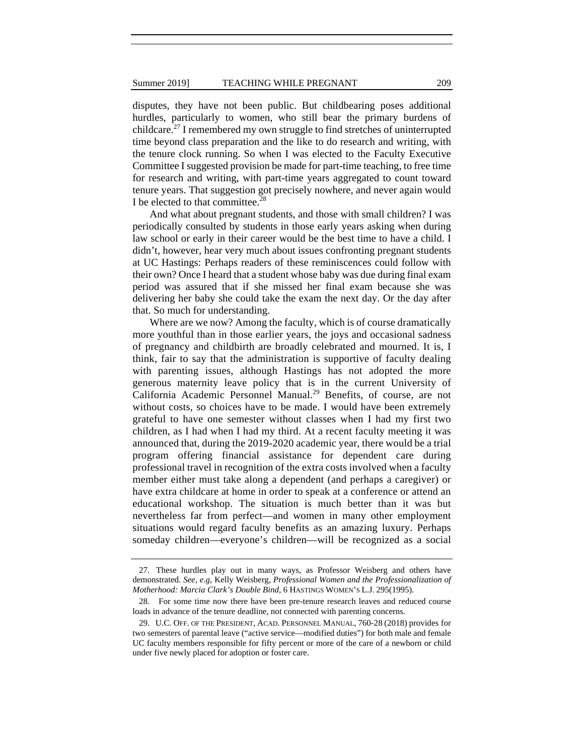disputes, they have not been public. But childbearing poses additional hurdles, particularly to women, who still bear the primary burdens of childcare.[27] I remembered my own struggle to find stretches of uninterrupted time beyond class preparation and the like to do research and writing, with the tenure clock running. So when I was elected to the Faculty Executive Committee I suggested provision be made for part-time teaching, to free time for research and writing, with part-time years aggregated to count toward tenure years. That suggestion got precisely nowhere, and never again would I be elected to that committee.[28]

And what about pregnant students, and those with small children? I was periodically consulted by students in those early years asking when during law school or early in their career would be the best time to have a child. I didn't, however, hear very much about issues confronting pregnant students at UC Hastings: Perhaps readers of these reminiscences could follow with their own? Once I heard that a student whose baby was due during final exam period was assured that if she missed her final exam because she was delivering her baby she could take the exam the next day. Or the day after that. So much for understanding.

Where are we now? Among the faculty, which is of course dramatically more youthful than in those earlier years, the joys and occasional sadness of pregnancy and childbirth are broadly celebrated and mourned. It is, I think, fair to say that the administration is supportive of faculty dealing with parenting issues, although Hastings has not adopted the more generous maternity leave policy that is in the current University of California Academic Personnel Manual.[29] Benefits, of course, are not without costs, so choices have to be made. I would have been extremely grateful to have one semester without classes when I had my first two children, as I had when I had my third. At a recent faculty meeting it was announced that, during the 2019-2020 academic year, there would be a trial program offering financial assistance for dependent care during professional travel in recognition of the extra costs involved when a faculty member either must take along a dependent (and perhaps a caregiver) or have extra childcare at home in order to speak at a conference or attend an educational workshop. The situation is much better than it was but nevertheless far from perfect—and women in many other employment situations would regard faculty benefits as an amazing luxury. Perhaps someday children—everyone's children—will be recognized as a social

---

27. These hurdles play out in many ways, as Professor Weisberg and others have demonstrated. *See, e.g*, Kelly Weisberg, *Professional Women and the Professionalization of Motherhood: Marcia Clark's Double Bind*, 6 HASTINGS WOMEN'S L.J. 295(1995).

28. For some time now there have been pre-tenure research leaves and reduced course loads in advance of the tenure deadline, not connected with parenting concerns.

29. U.C. OFF. OF THE PRESIDENT, ACAD. PERSONNEL MANUAL, 760-28 (2018) provides for two semesters of parental leave ("active service—modified duties") for both male and female UC faculty members responsible for fifty percent or more of the care of a newborn or child under five newly placed for adoption or foster care.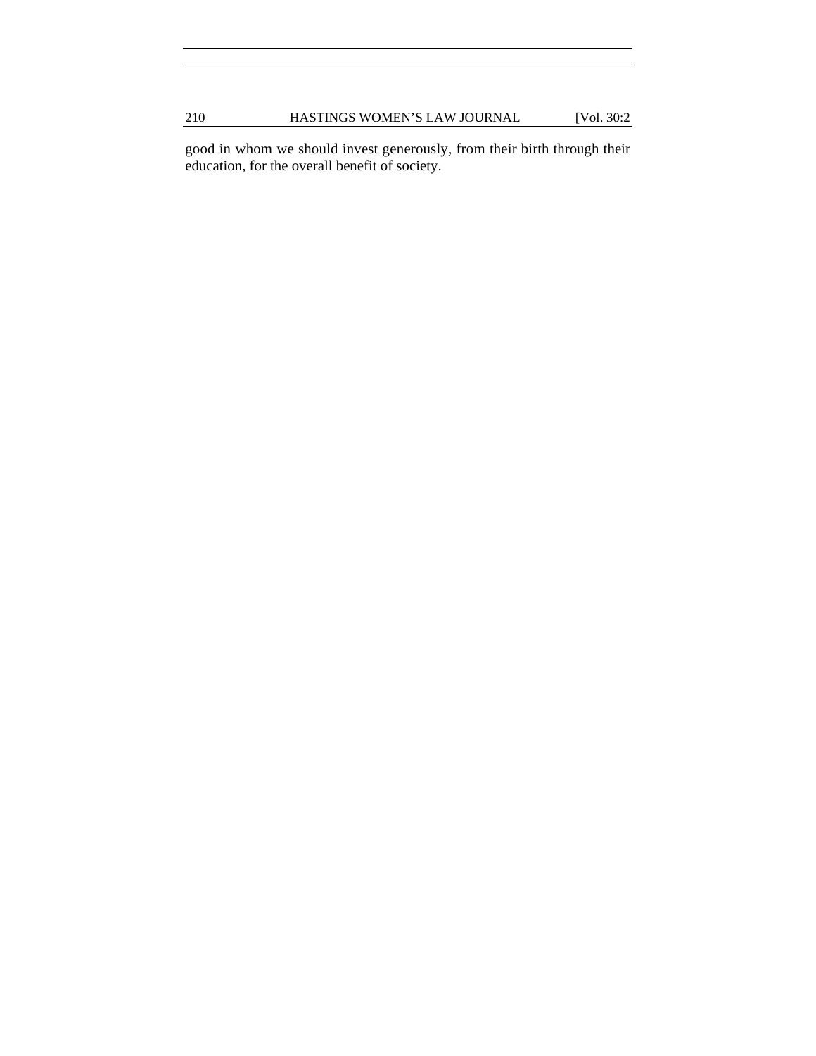good in whom we should invest generously, from their birth through their education, for the overall benefit of society.